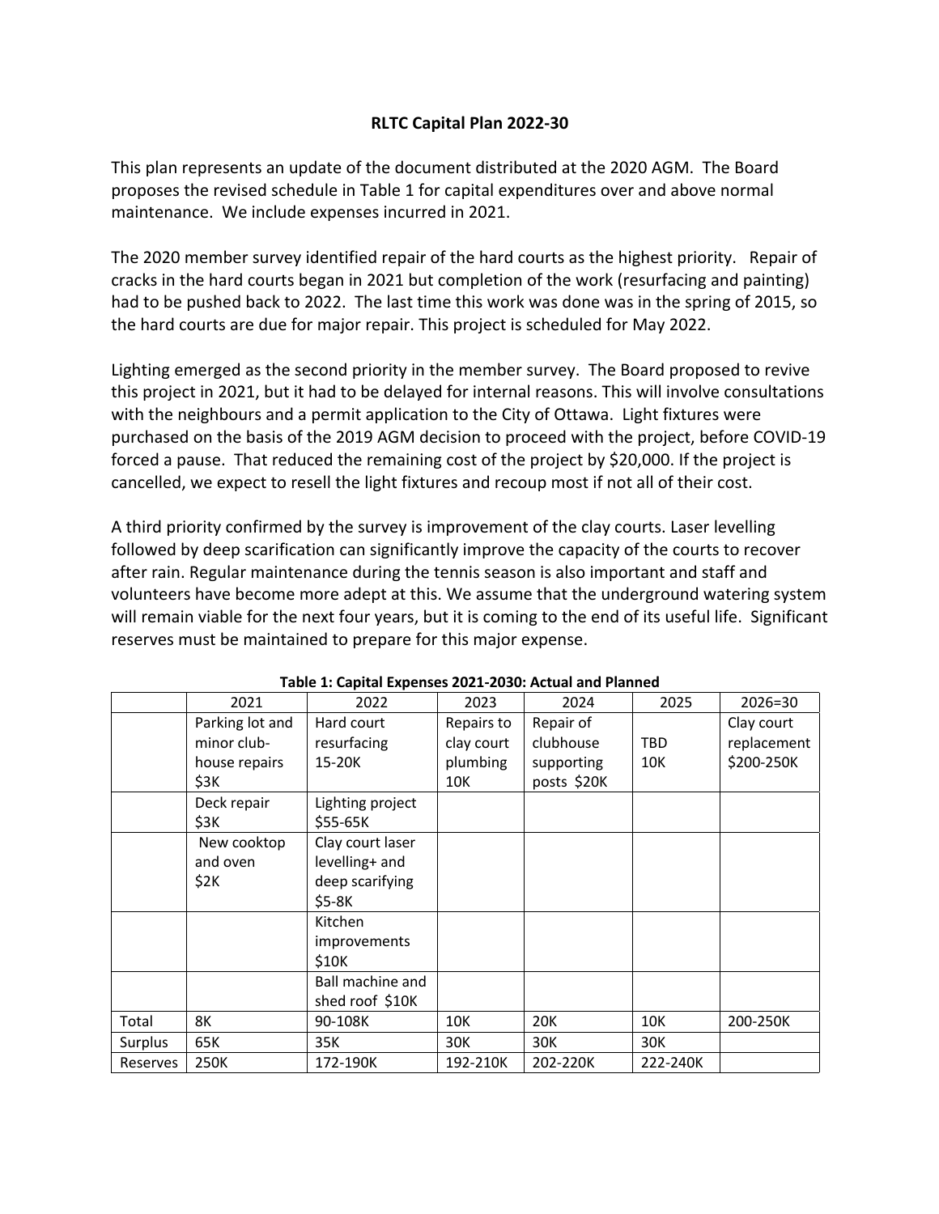# RLTC Capital Plan 2022-30

This plan represents an update of the document distributed at the 2020 AGM. The Board proposes the revised schedule in Table 1 for capital expenditures over and above normal maintenance. We include expenses incurred in 2021.

The 2020 member survey identified repair of the hard courts as the highest priority. Repair of cracks in the hard courts began in 2021 but completion of the work (resurfacing and painting) had to be pushed back to 2022. The last time this work was done was in the spring of 2015, so the hard courts are due for major repair. This project is scheduled for May 2022.

Lighting emerged as the second priority in the member survey. The Board proposed to revive this project in 2021, but it had to be delayed for internal reasons. This will involve consultations with the neighbours and a permit application to the City of Ottawa. Light fixtures were purchased on the basis of the 2019 AGM decision to proceed with the project, before COVID-19 forced a pause. That reduced the remaining cost of the project by $20,000. If the project is cancelled, we expect to resell the light fixtures and recoup most if not all of their cost.

A third priority confirmed by the survey is improvement of the clay courts. Laser levelling followed by deep scarification can significantly improve the capacity of the courts to recover after rain. Regular maintenance during the tennis season is also important and staff and volunteers have become more adept at this. We assume that the underground watering system will remain viable for the next four years, but it is coming to the end of its useful life. Significant reserves must be maintained to prepare for this major expense.

**Table 1: Capital Expenses 2021-2030: Actual and Planned**

| | 2021 | 2022 | 2023 | 2024 | 2025 | 2026=30 |
|---|---|---|---|---|---|---|
| | Parking lot and minor club-house repairs $3K | Hard court resurfacing 15-20K | Repairs to clay court plumbing 10K | Repair of clubhouse supporting posts $20K | TBD 10K | Clay court replacement $200-250K |
| | Deck repair $3K | Lighting project $55-65K | | | | |
| | New cooktop and oven $2K | Clay court laser levelling+ and deep scarifying $5-8K | | | | |
| | | Kitchen improvements $10K | | | | |
| | | Ball machine and shed roof $10K | | | | |
| Total | 8K | 90-108K | 10K | 20K | 10K | 200-250K |
| Surplus | 65K | 35K | 30K | 30K | 30K | |
| Reserves | 250K | 172-190K | 192-210K | 202-220K | 222-240K | |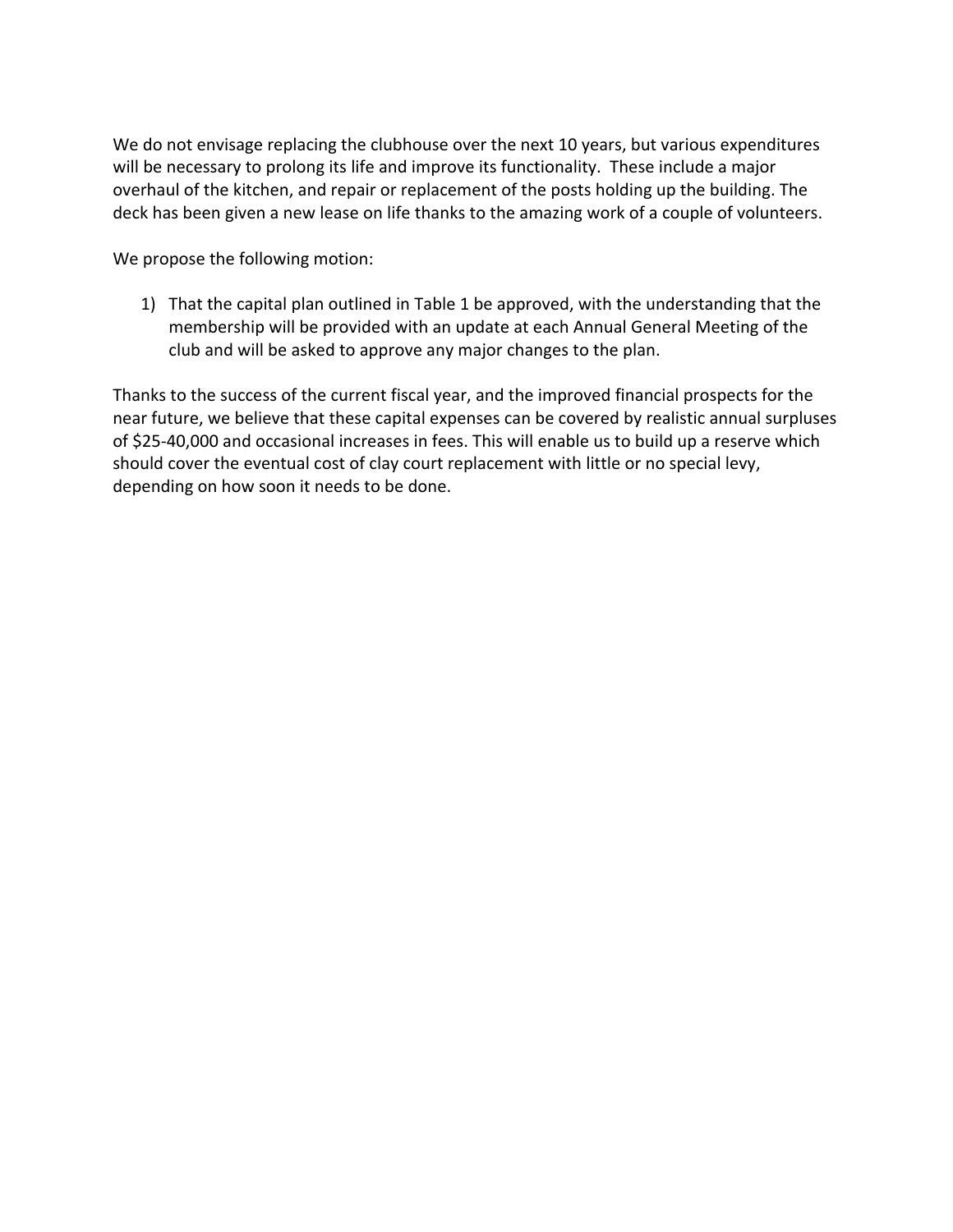We do not envisage replacing the clubhouse over the next 10 years, but various expenditures will be necessary to prolong its life and improve its functionality. These include a major overhaul of the kitchen, and repair or replacement of the posts holding up the building. The deck has been given a new lease on life thanks to the amazing work of a couple of volunteers.

We propose the following motion:

1) That the capital plan outlined in Table 1 be approved, with the understanding that the membership will be provided with an update at each Annual General Meeting of the club and will be asked to approve any major changes to the plan.

Thanks to the success of the current fiscal year, and the improved financial prospects for the near future, we believe that these capital expenses can be covered by realistic annual surpluses of $25-40,000 and occasional increases in fees. This will enable us to build up a reserve which should cover the eventual cost of clay court replacement with little or no special levy, depending on how soon it needs to be done.